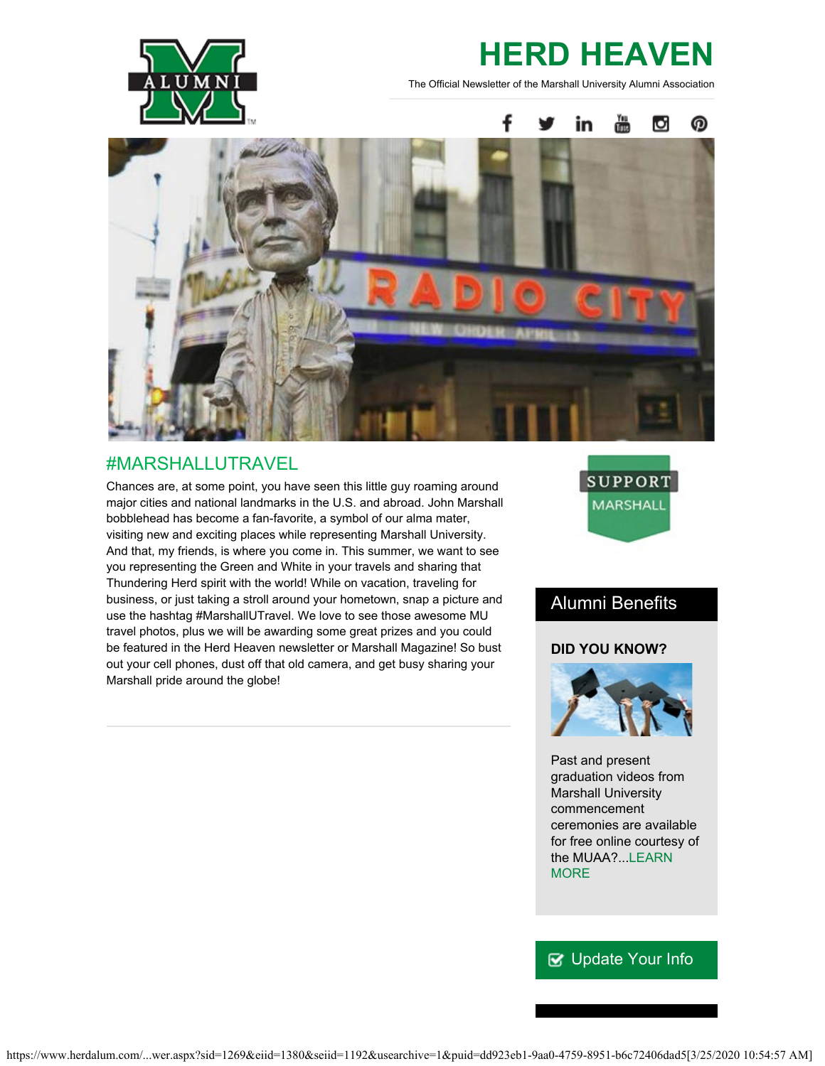# HERD HEAVEN

The Official Newsletter of the Marshall University Alumni Association

## #MARSHALLUTRAVEL

Chances are, at some point, you have seen this little guy roaming around major cities and national landmarks in the U.S. and abroad. John Marshall bobblehead has become a fan-favorite, a symbol of our alma mater, visiting new and exciting places while representing Marshall University. And that, my friends, is where you come in. This summer, we want to see you representing the Green and White in your travels and sharing that Thundering Herd spirit with the world! While on vacation, traveling for business, or just taking a stroll around your hometown, snap a picture and use the hashtag #MarshallUTravel. We love to see those awesome MU travel photos, plus we will be awarding some great prizes and you could be featured in the Herd Heaven newsletter or Marshall Magazine! So bust out your cell phones, dust off that old camera, and get busy sharing your Marshall pride around the globe!

SUPPORT MARSHALL

## Alumni Benefits

**DID YOU KNOW?**

Past and present graduation videos from Marshall University commencement ceremonies are available for free online courtesy of the MUAA?...LEARN MORE

Update Your Info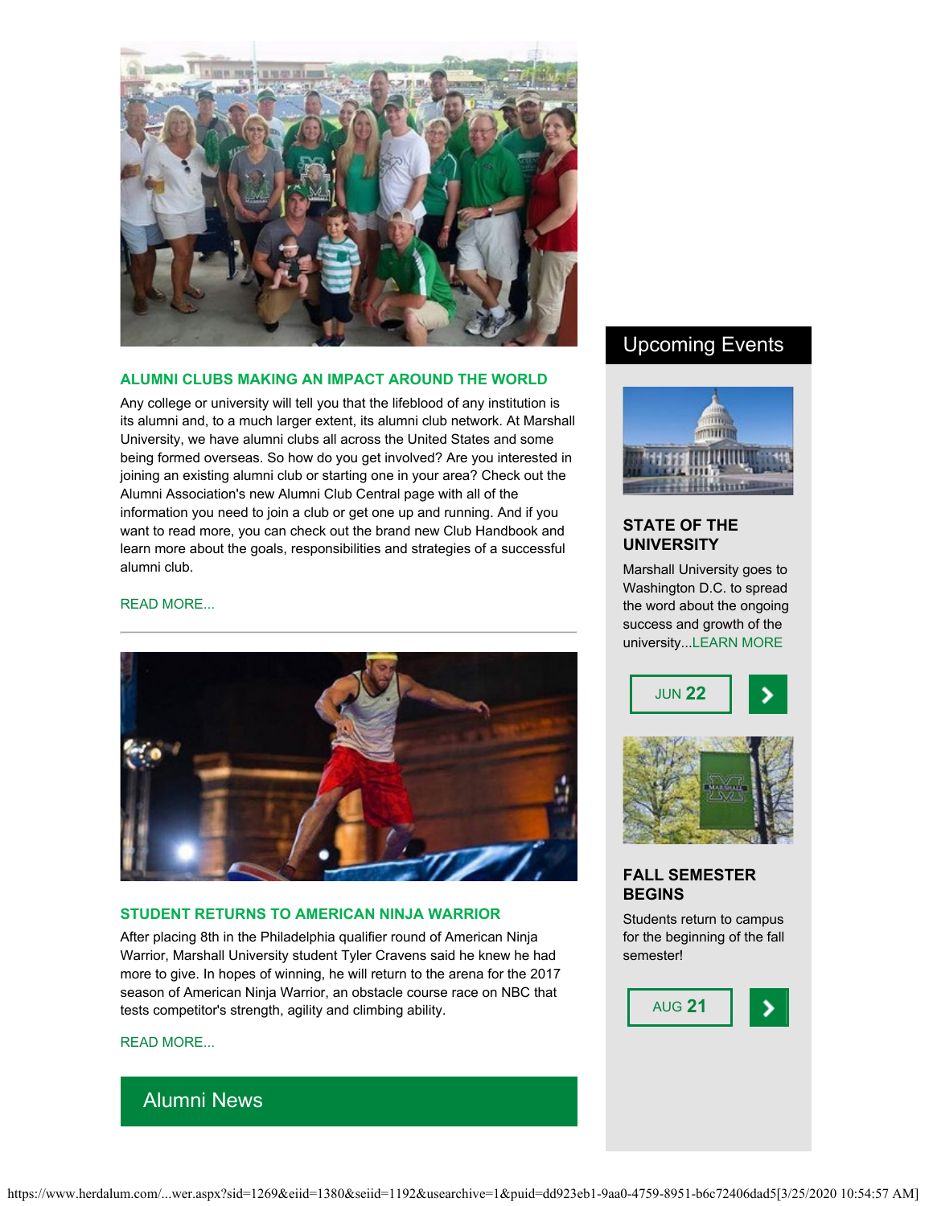### ALUMNI CLUBS MAKING AN IMPACT AROUND THE WORLD

Any college or university will tell you that the lifeblood of any institution is its alumni and, to a much larger extent, its alumni club network. At Marshall University, we have alumni clubs all across the United States and some being formed overseas. So how do you get involved? Are you interested in joining an existing alumni club or starting one in your area? Check out the Alumni Association's new Alumni Club Central page with all of the information you need to join a club or get one up and running. And if you want to read more, you can check out the brand new Club Handbook and learn more about the goals, responsibilities and strategies of a successful alumni club.

READ MORE...

---

### STUDENT RETURNS TO AMERICAN NINJA WARRIOR

After placing 8th in the Philadelphia qualifier round of American Ninja Warrior, Marshall University student Tyler Cravens said he knew he had more to give. In hopes of winning, he will return to the arena for the 2017 season of American Ninja Warrior, an obstacle course race on NBC that tests competitor's strength, agility and climbing ability.

READ MORE...

## Alumni News

## Upcoming Events

### STATE OF THE UNIVERSITY

Marshall University goes to Washington D.C. to spread the word about the ongoing success and growth of the university...LEARN MORE

JUN 22

### FALL SEMESTER BEGINS

Students return to campus for the beginning of the fall semester!

AUG 21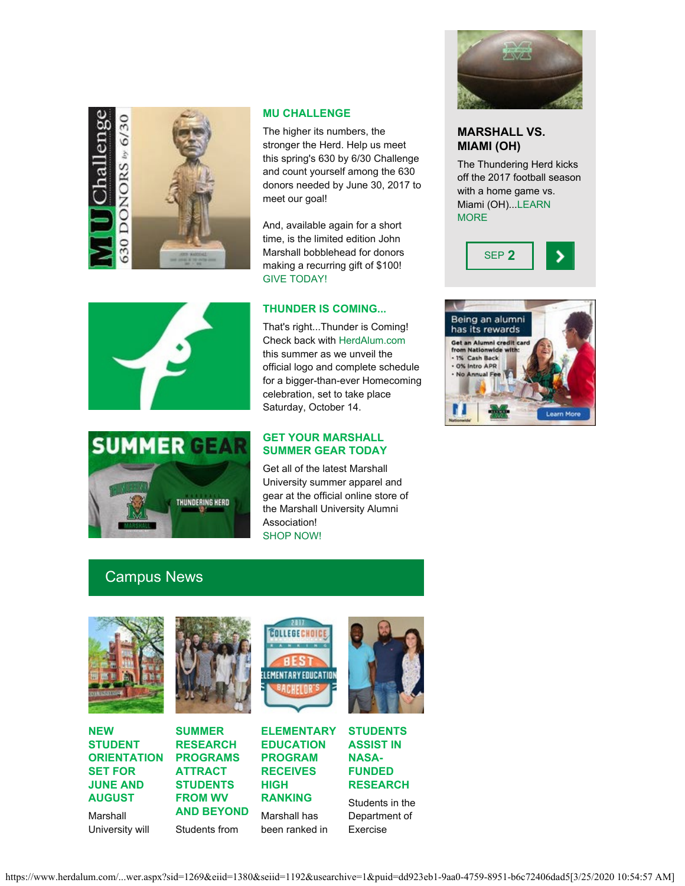### MU CHALLENGE

The higher its numbers, the stronger the Herd. Help us meet this spring's 630 by 6/30 Challenge and count yourself among the 630 donors needed by June 30, 2017 to meet our goal!

And, available again for a short time, is the limited edition John Marshall bobblehead for donors making a recurring gift of $100! GIVE TODAY!

### THUNDER IS COMING...

That's right...Thunder is Coming! Check back with HerdAlum.com this summer as we unveil the official logo and complete schedule for a bigger-than-ever Homecoming celebration, set to take place Saturday, October 14.

### GET YOUR MARSHALL SUMMER GEAR TODAY

Get all of the latest Marshall University summer apparel and gear at the official online store of the Marshall University Alumni Association!
SHOP NOW!

### MARSHALL VS. MIAMI (OH)

The Thundering Herd kicks off the 2017 football season with a home game vs. Miami (OH)...LEARN MORE

SEP **2**

## Campus News

### NEW STUDENT ORIENTATION SET FOR JUNE AND AUGUST

Marshall University will

### SUMMER RESEARCH PROGRAMS ATTRACT STUDENTS FROM WV AND BEYOND

Students from

### ELEMENTARY EDUCATION PROGRAM RECEIVES HIGH RANKING

Marshall has been ranked in

### STUDENTS ASSIST IN NASA-FUNDED RESEARCH

Students in the Department of Exercise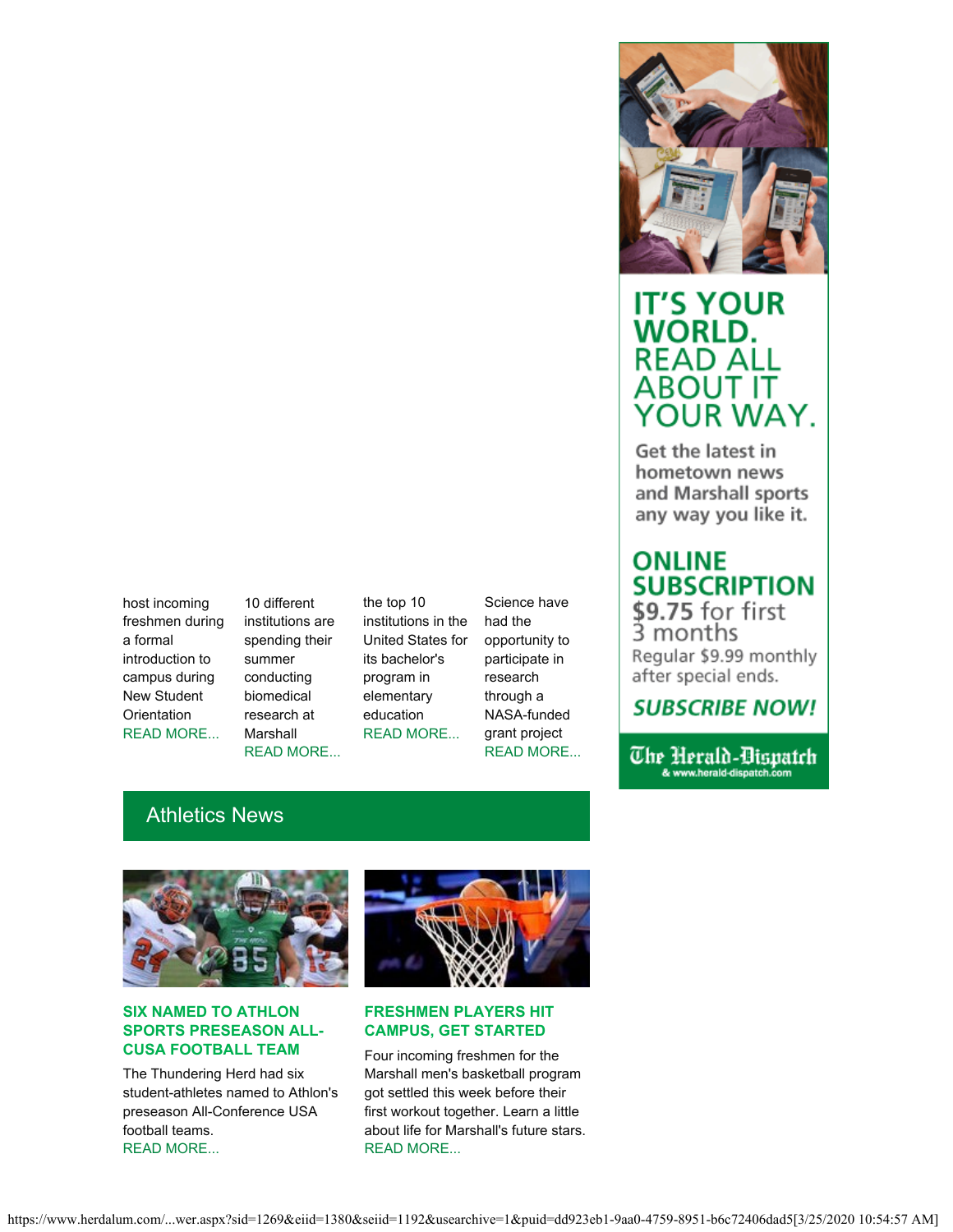host incoming freshmen during a formal introduction to campus during New Student Orientation
READ MORE...

10 different institutions are spending their summer conducting biomedical research at Marshall
READ MORE...

the top 10 institutions in the United States for its bachelor's program in elementary education
READ MORE...

Science have had the opportunity to participate in research through a NASA-funded grant project
READ MORE...

## Athletics News

### SIX NAMED TO ATHLON SPORTS PRESEASON ALL-CUSA FOOTBALL TEAM

The Thundering Herd had six student-athletes named to Athlon's preseason All-Conference USA football teams.
READ MORE...

### FRESHMEN PLAYERS HIT CAMPUS, GET STARTED

Four incoming freshmen for the Marshall men's basketball program got settled this week before their first workout together. Learn a little about life for Marshall's future stars.
READ MORE...

**IT'S YOUR WORLD. READ ALL ABOUT IT YOUR WAY.**

Get the latest in hometown news and Marshall sports any way you like it.

**ONLINE SUBSCRIPTION**
$9.75 for first 3 months
Regular $9.99 monthly after special ends.

***SUBSCRIBE NOW!***

The Herald-Dispatch
& www.herald-dispatch.com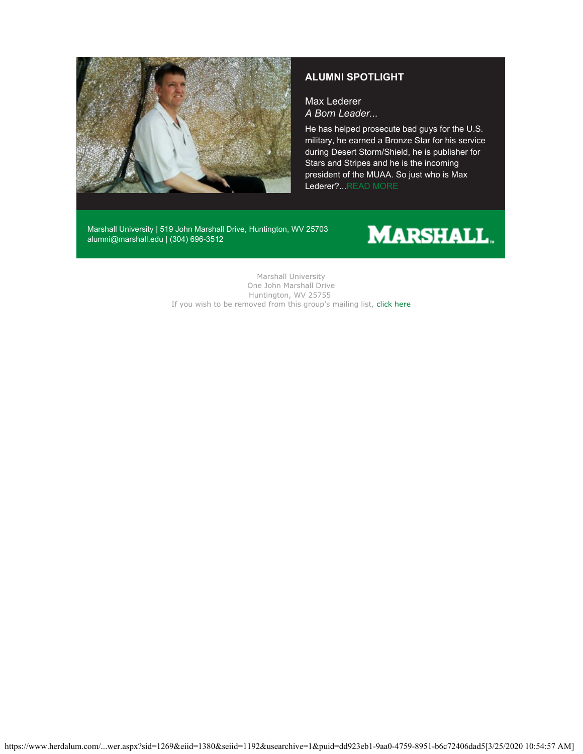## ALUMNI SPOTLIGHT

Max Lederer
*A Born Leader...*

He has helped prosecute bad guys for the U.S. military, he earned a Bronze Star for his service during Desert Storm/Shield, he is publisher for Stars and Stripes and he is the incoming president of the MUAA. So just who is Max Lederer?...READ MORE

Marshall University | 519 John Marshall Drive, Huntington, WV 25703
alumni@marshall.edu | (304) 696-3512

MARSHALL

Marshall University
One John Marshall Drive
Huntington, WV 25755
If you wish to be removed from this group's mailing list, click here